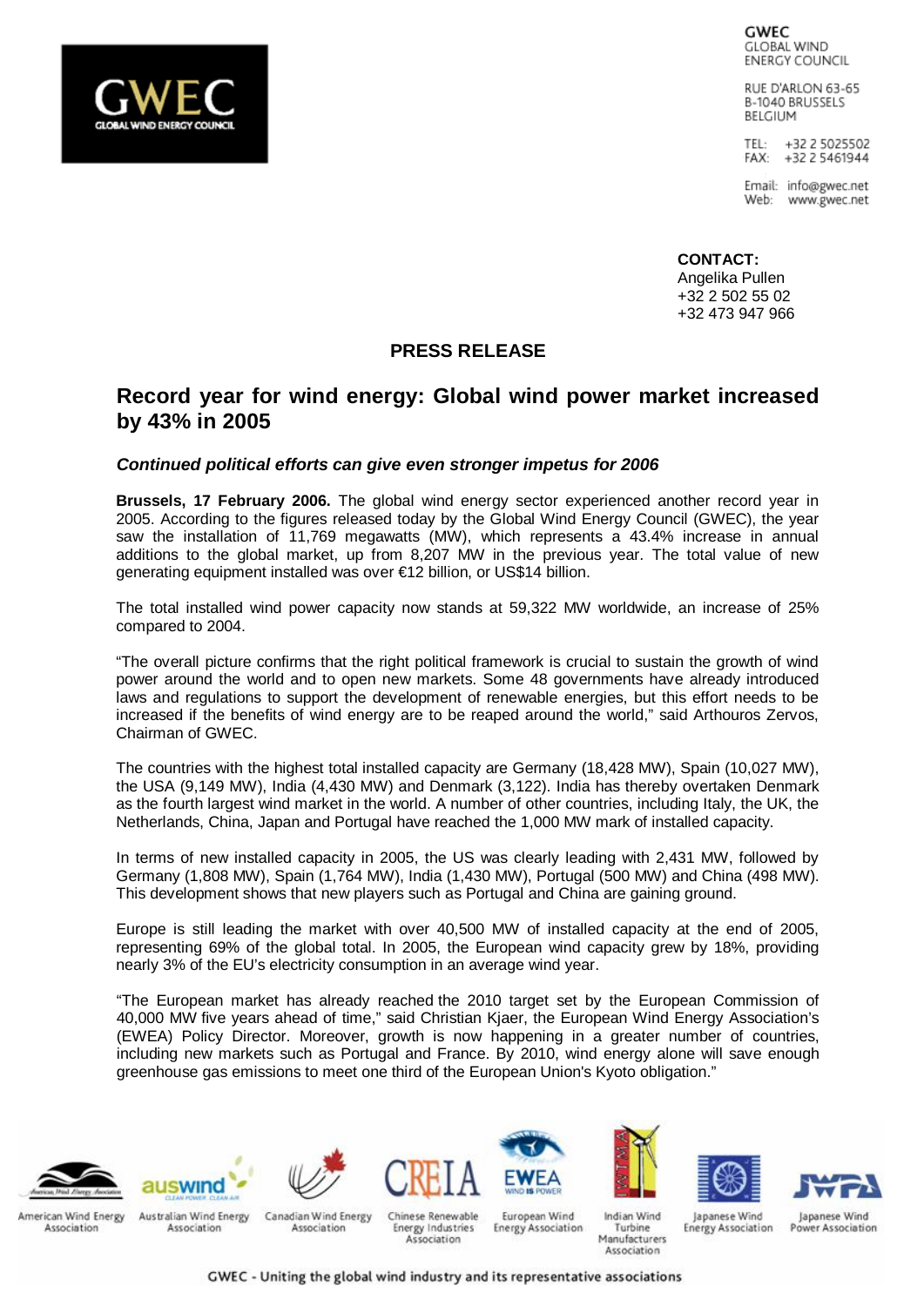GWEC
GLOBAL WIND
ENERGY COUNCIL

RUE D'ARLON 63-65
B-1040 BRUSSELS
BELGIUM

TEL: +32 2 5025502
FAX: +32 2 5461944

Email: info@gwec.net
Web: www.gwec.net

**CONTACT:**
Angelika Pullen
+32 2 502 55 02
+32 473 947 966

**PRESS RELEASE**

# Record year for wind energy: Global wind power market increased by 43% in 2005

***Continued political efforts can give even stronger impetus for 2006***

**Brussels, 17 February 2006.** The global wind energy sector experienced another record year in 2005. According to the figures released today by the Global Wind Energy Council (GWEC), the year saw the installation of 11,769 megawatts (MW), which represents a 43.4% increase in annual additions to the global market, up from 8,207 MW in the previous year. The total value of new generating equipment installed was over €12 billion, or US$14 billion.

The total installed wind power capacity now stands at 59,322 MW worldwide, an increase of 25% compared to 2004.

"The overall picture confirms that the right political framework is crucial to sustain the growth of wind power around the world and to open new markets. Some 48 governments have already introduced laws and regulations to support the development of renewable energies, but this effort needs to be increased if the benefits of wind energy are to be reaped around the world," said Arthouros Zervos, Chairman of GWEC.

The countries with the highest total installed capacity are Germany (18,428 MW), Spain (10,027 MW), the USA (9,149 MW), India (4,430 MW) and Denmark (3,122). India has thereby overtaken Denmark as the fourth largest wind market in the world. A number of other countries, including Italy, the UK, the Netherlands, China, Japan and Portugal have reached the 1,000 MW mark of installed capacity.

In terms of new installed capacity in 2005, the US was clearly leading with 2,431 MW, followed by Germany (1,808 MW), Spain (1,764 MW), India (1,430 MW), Portugal (500 MW) and China (498 MW). This development shows that new players such as Portugal and China are gaining ground.

Europe is still leading the market with over 40,500 MW of installed capacity at the end of 2005, representing 69% of the global total. In 2005, the European wind capacity grew by 18%, providing nearly 3% of the EU's electricity consumption in an average wind year.

"The European market has already reached the 2010 target set by the European Commission of 40,000 MW five years ahead of time," said Christian Kjaer, the European Wind Energy Association's (EWEA) Policy Director. Moreover, growth is now happening in a greater number of countries, including new markets such as Portugal and France. By 2010, wind energy alone will save enough greenhouse gas emissions to meet one third of the European Union's Kyoto obligation."

American Wind Energy Association | Australian Wind Energy Association | Canadian Wind Energy Association | Chinese Renewable Energy Industries Association | European Wind Energy Association | Indian Wind Turbine Manufacturers Association | Japanese Wind Energy Association | Japanese Wind Power Association

GWEC - Uniting the global wind industry and its representative associations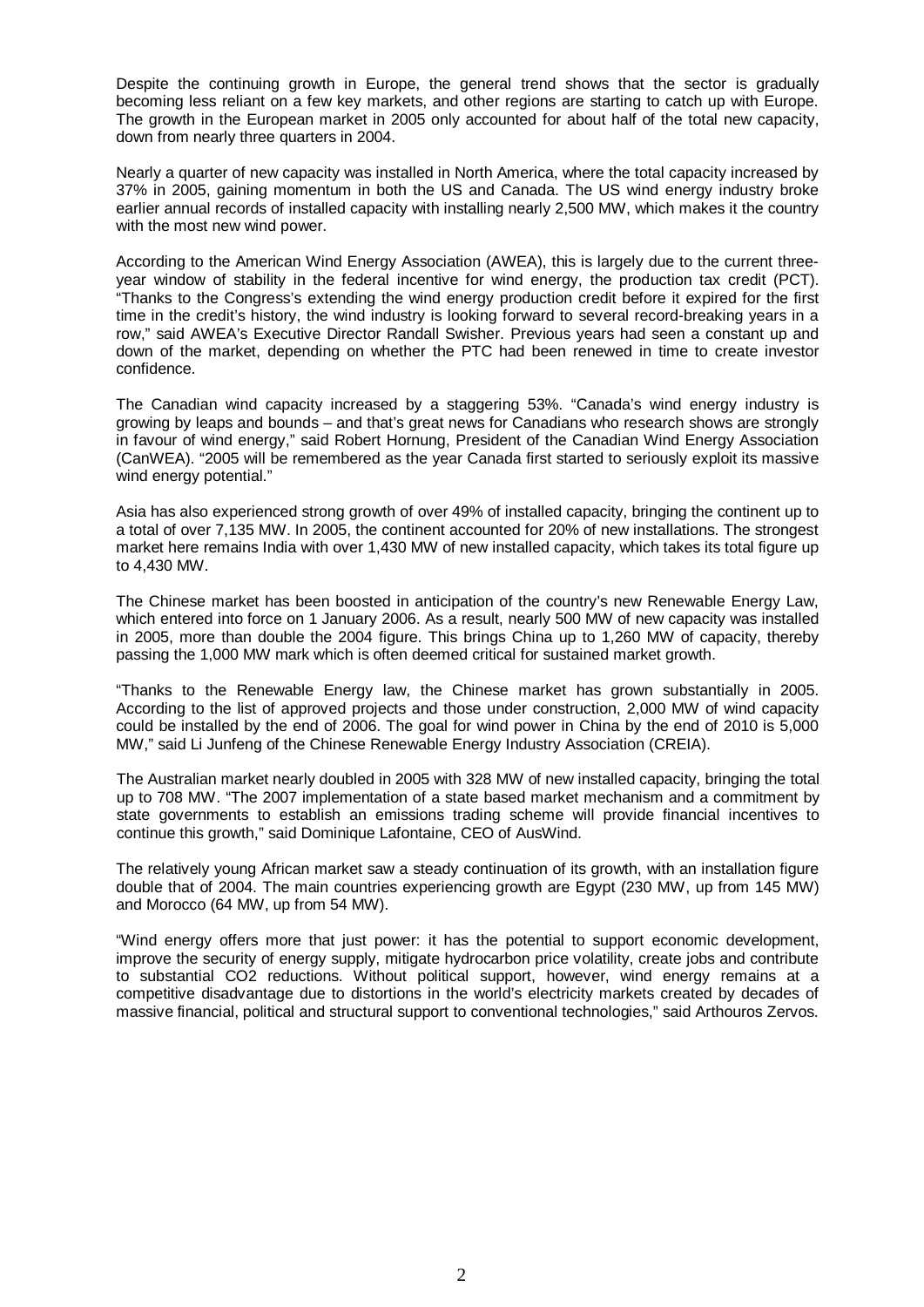Despite the continuing growth in Europe, the general trend shows that the sector is gradually becoming less reliant on a few key markets, and other regions are starting to catch up with Europe. The growth in the European market in 2005 only accounted for about half of the total new capacity, down from nearly three quarters in 2004.

Nearly a quarter of new capacity was installed in North America, where the total capacity increased by 37% in 2005, gaining momentum in both the US and Canada. The US wind energy industry broke earlier annual records of installed capacity with installing nearly 2,500 MW, which makes it the country with the most new wind power.

According to the American Wind Energy Association (AWEA), this is largely due to the current three-year window of stability in the federal incentive for wind energy, the production tax credit (PCT). "Thanks to the Congress's extending the wind energy production credit before it expired for the first time in the credit's history, the wind industry is looking forward to several record-breaking years in a row," said AWEA's Executive Director Randall Swisher. Previous years had seen a constant up and down of the market, depending on whether the PTC had been renewed in time to create investor confidence.

The Canadian wind capacity increased by a staggering 53%. "Canada's wind energy industry is growing by leaps and bounds – and that's great news for Canadians who research shows are strongly in favour of wind energy," said Robert Hornung, President of the Canadian Wind Energy Association (CanWEA). "2005 will be remembered as the year Canada first started to seriously exploit its massive wind energy potential."

Asia has also experienced strong growth of over 49% of installed capacity, bringing the continent up to a total of over 7,135 MW. In 2005, the continent accounted for 20% of new installations. The strongest market here remains India with over 1,430 MW of new installed capacity, which takes its total figure up to 4,430 MW.

The Chinese market has been boosted in anticipation of the country's new Renewable Energy Law, which entered into force on 1 January 2006. As a result, nearly 500 MW of new capacity was installed in 2005, more than double the 2004 figure. This brings China up to 1,260 MW of capacity, thereby passing the 1,000 MW mark which is often deemed critical for sustained market growth.

"Thanks to the Renewable Energy law, the Chinese market has grown substantially in 2005. According to the list of approved projects and those under construction, 2,000 MW of wind capacity could be installed by the end of 2006. The goal for wind power in China by the end of 2010 is 5,000 MW," said Li Junfeng of the Chinese Renewable Energy Industry Association (CREIA).

The Australian market nearly doubled in 2005 with 328 MW of new installed capacity, bringing the total up to 708 MW. "The 2007 implementation of a state based market mechanism and a commitment by state governments to establish an emissions trading scheme will provide financial incentives to continue this growth," said Dominique Lafontaine, CEO of AusWind.

The relatively young African market saw a steady continuation of its growth, with an installation figure double that of 2004. The main countries experiencing growth are Egypt (230 MW, up from 145 MW) and Morocco (64 MW, up from 54 MW).

"Wind energy offers more that just power: it has the potential to support economic development, improve the security of energy supply, mitigate hydrocarbon price volatility, create jobs and contribute to substantial $CO_2$ reductions. Without political support, however, wind energy remains at a competitive disadvantage due to distortions in the world's electricity markets created by decades of massive financial, political and structural support to conventional technologies," said Arthouros Zervos.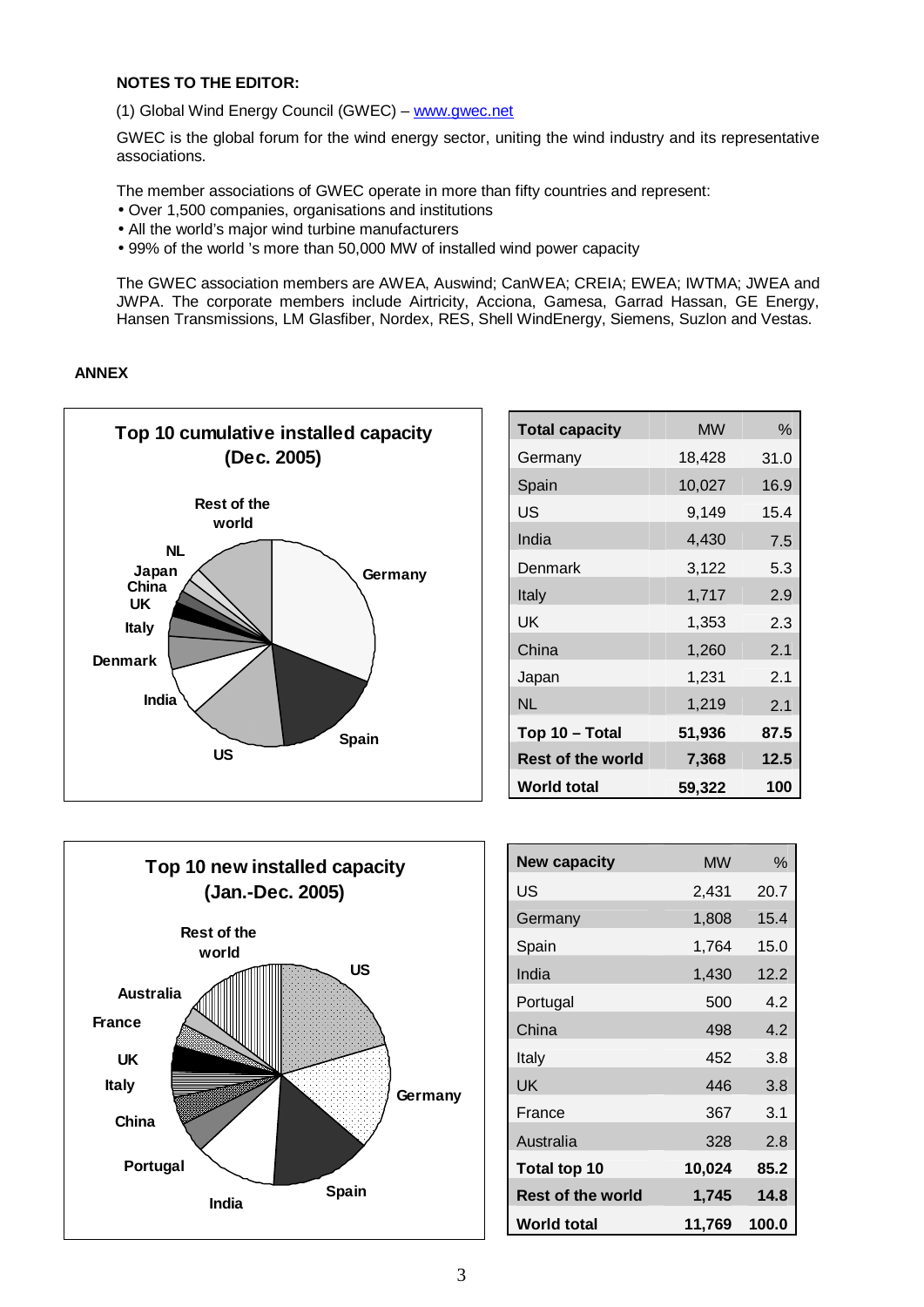**NOTES TO THE EDITOR:**

(1) Global Wind Energy Council (GWEC) – www.gwec.net

GWEC is the global forum for the wind energy sector, uniting the wind industry and its representative associations.

The member associations of GWEC operate in more than fifty countries and represent:

- Over 1,500 companies, organisations and institutions
- All the world's major wind turbine manufacturers
- 99% of the world 's more than 50,000 MW of installed wind power capacity

The GWEC association members are AWEA, Auswind; CanWEA; CREIA; EWEA; IWTMA; JWEA and JWPA. The corporate members include Airtricity, Acciona, Gamesa, Garrad Hassan, GE Energy, Hansen Transmissions, LM Glasfiber, Nordex, RES, Shell WindEnergy, Siemens, Suzlon and Vestas.

**ANNEX**

**Top 10 cumulative installed capacity (Dec. 2005)**

| Total capacity | MW | % |
|---|---|---|
| Germany | 18,428 | 31.0 |
| Spain | 10,027 | 16.9 |
| US | 9,149 | 15.4 |
| India | 4,430 | 7.5 |
| Denmark | 3,122 | 5.3 |
| Italy | 1,717 | 2.9 |
| UK | 1,353 | 2.3 |
| China | 1,260 | 2.1 |
| Japan | 1,231 | 2.1 |
| NL | 1,219 | 2.1 |
| **Top 10 – Total** | **51,936** | **87.5** |
| **Rest of the world** | **7,368** | **12.5** |
| **World total** | **59,322** | **100** |

**Top 10 new installed capacity (Jan.-Dec. 2005)**

| New capacity | MW | % |
|---|---|---|
| US | 2,431 | 20.7 |
| Germany | 1,808 | 15.4 |
| Spain | 1,764 | 15.0 |
| India | 1,430 | 12.2 |
| Portugal | 500 | 4.2 |
| China | 498 | 4.2 |
| Italy | 452 | 3.8 |
| UK | 446 | 3.8 |
| France | 367 | 3.1 |
| Australia | 328 | 2.8 |
| **Total top 10** | **10,024** | **85.2** |
| **Rest of the world** | **1,745** | **14.8** |
| **World total** | **11,769** | **100.0** |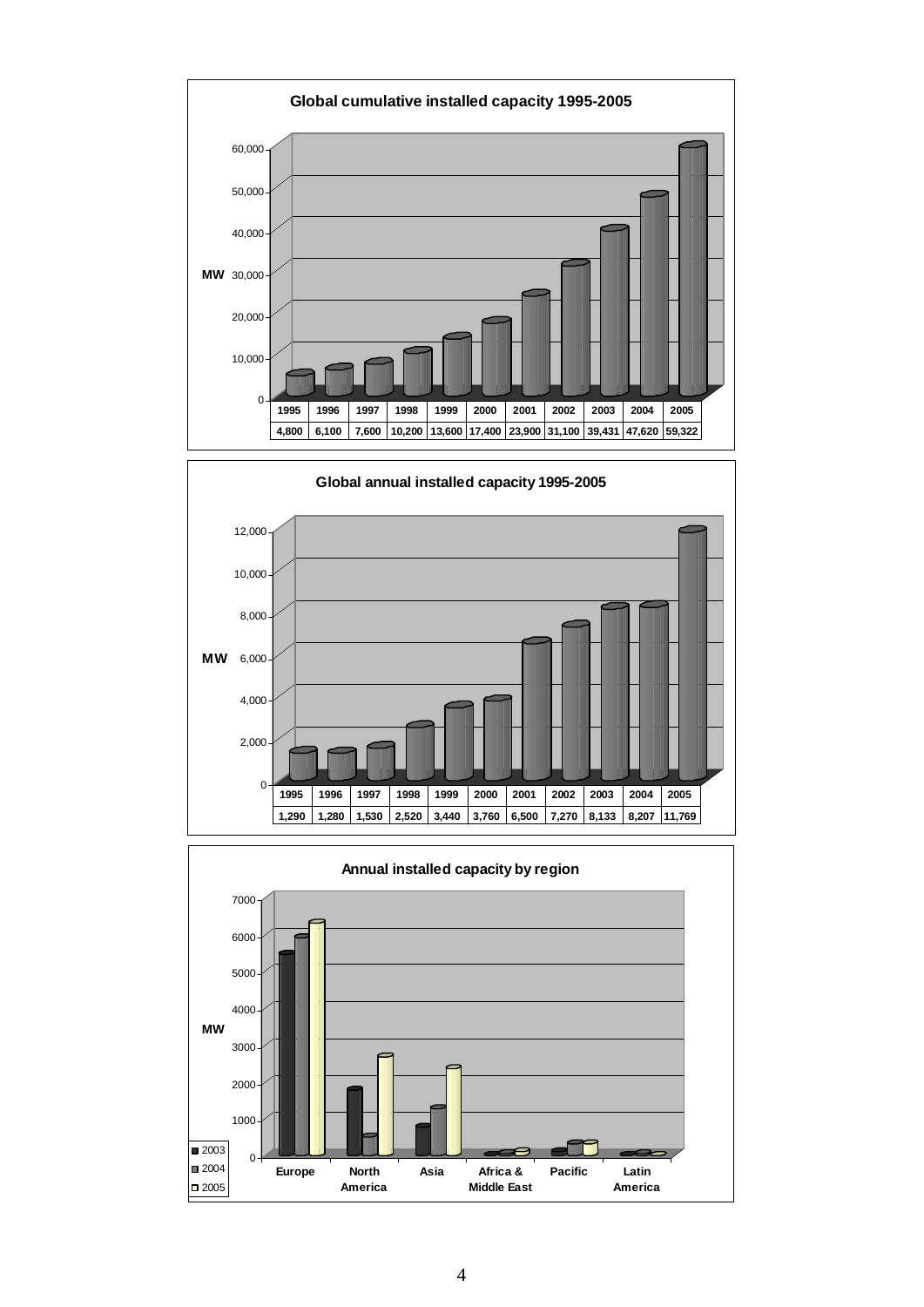Global cumulative installed capacity 1995-2005

MW

60,000
50,000
40,000
30,000
20,000
10,000
0

1995 1996 1997 1998 1999 2000 2001 2002 2003 2004 2005

4,800 6,100 7,600 10,200 13,600 17,400 23,900 31,100 39,431 47,620 59,322

Global annual installed capacity 1995-2005

MW

12,000
10,000
8,000
6,000
4,000
2,000
0

1995 1996 1997 1998 1999 2000 2001 2002 2003 2004 2005

1,290 1,280 1,530 2,520 3,440 3,760 6,500 7,270 8,133 8,207 11,769

Annual installed capacity by region

MW

7000
6000
5000
4000
3000
2000
1000
0

Europe
North America
Asia
Africa & Middle East
Pacific
Latin America

2003
2004
2005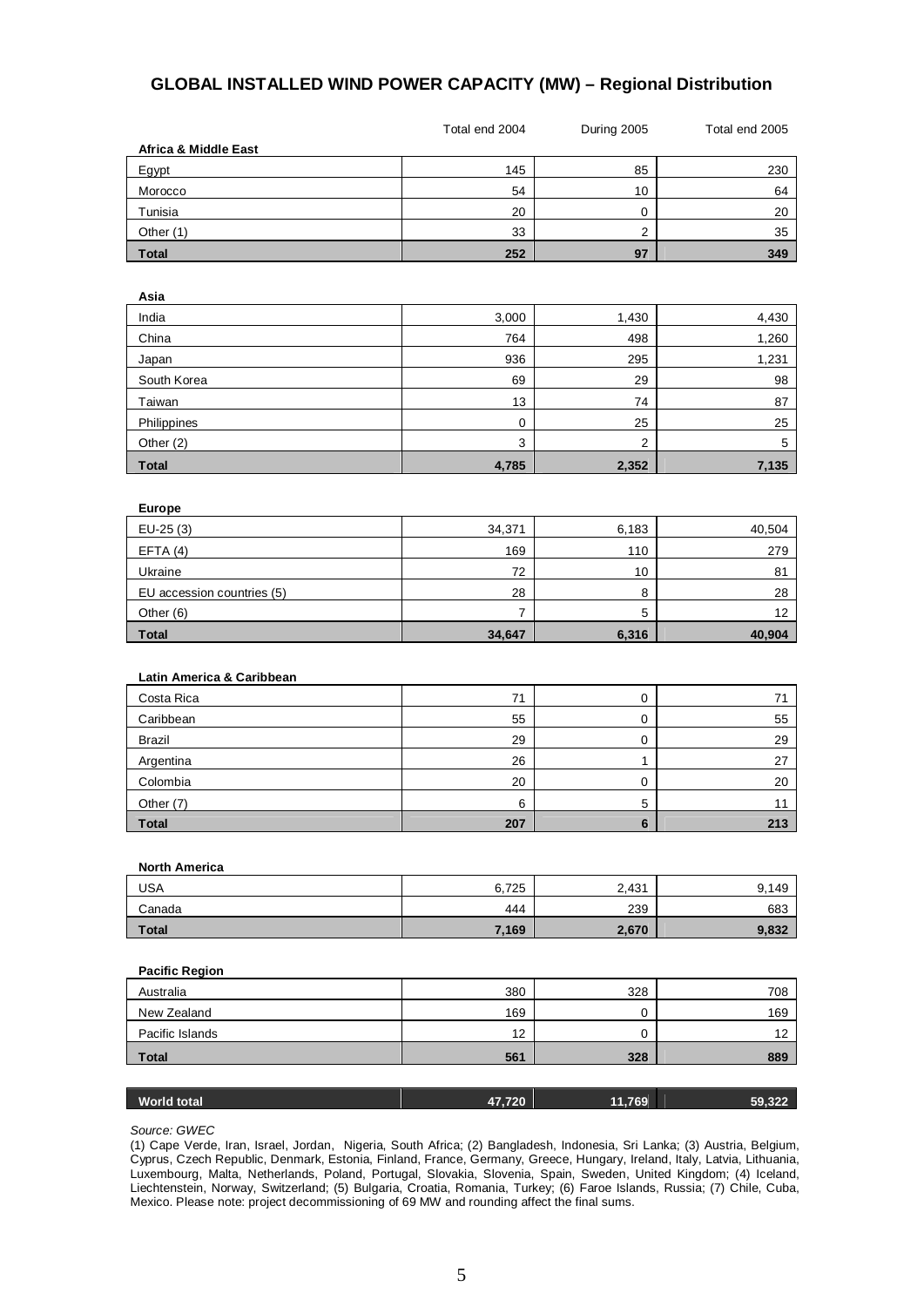## GLOBAL INSTALLED WIND POWER CAPACITY (MW) – Regional Distribution

| | Total end 2004 | During 2005 | Total end 2005 |
|---|---|---|---|
| **Africa & Middle East** | | | |
| Egypt | 145 | 85 | 230 |
| Morocco | 54 | 10 | 64 |
| Tunisia | 20 | 0 | 20 |
| Other (1) | 33 | 2 | 35 |
| **Total** | **252** | **97** | **349** |
| **Asia** | | | |
| India | 3,000 | 1,430 | 4,430 |
| China | 764 | 498 | 1,260 |
| Japan | 936 | 295 | 1,231 |
| South Korea | 69 | 29 | 98 |
| Taiwan | 13 | 74 | 87 |
| Philippines | 0 | 25 | 25 |
| Other (2) | 3 | 2 | 5 |
| **Total** | **4,785** | **2,352** | **7,135** |
| **Europe** | | | |
| EU-25 (3) | 34,371 | 6,183 | 40,504 |
| EFTA (4) | 169 | 110 | 279 |
| Ukraine | 72 | 10 | 81 |
| EU accession countries (5) | 28 | 8 | 28 |
| Other (6) | 7 | 5 | 12 |
| **Total** | **34,647** | **6,316** | **40,904** |
| **Latin America & Caribbean** | | | |
| Costa Rica | 71 | 0 | 71 |
| Caribbean | 55 | 0 | 55 |
| Brazil | 29 | 0 | 29 |
| Argentina | 26 | 1 | 27 |
| Colombia | 20 | 0 | 20 |
| Other (7) | 6 | 5 | 11 |
| **Total** | **207** | **6** | **213** |
| **North America** | | | |
| USA | 6,725 | 2,431 | 9,149 |
| Canada | 444 | 239 | 683 |
| **Total** | **7,169** | **2,670** | **9,832** |
| **Pacific Region** | | | |
| Australia | 380 | 328 | 708 |
| New Zealand | 169 | 0 | 169 |
| Pacific Islands | 12 | 0 | 12 |
| **Total** | **561** | **328** | **889** |
| **World total** | **47,720** | **11,769** | **59,322** |

*Source: GWEC*

(1) Cape Verde, Iran, Israel, Jordan, Nigeria, South Africa; (2) Bangladesh, Indonesia, Sri Lanka; (3) Austria, Belgium, Cyprus, Czech Republic, Denmark, Estonia, Finland, France, Germany, Greece, Hungary, Ireland, Italy, Latvia, Lithuania, Luxembourg, Malta, Netherlands, Poland, Portugal, Slovakia, Slovenia, Spain, Sweden, United Kingdom; (4) Iceland, Liechtenstein, Norway, Switzerland; (5) Bulgaria, Croatia, Romania, Turkey; (6) Faroe Islands, Russia; (7) Chile, Cuba, Mexico. Please note: project decommissioning of 69 MW and rounding affect the final sums.